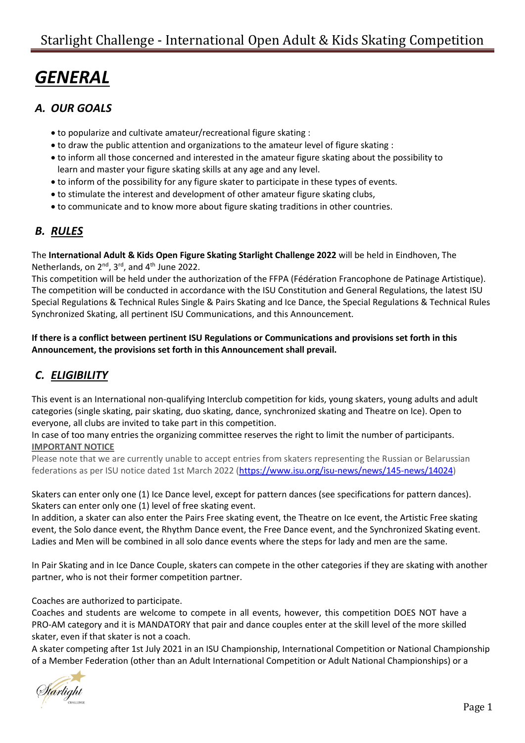# *GENERAL*

## *A. OUR GOALS*

- to popularize and cultivate amateur/recreational figure skating :
- to draw the public attention and organizations to the amateur level of figure skating :
- to inform all those concerned and interested in the amateur figure skating about the possibility to learn and master your figure skating skills at any age and any level.
- to inform of the possibility for any figure skater to participate in these types of events.
- to stimulate the interest and development of other amateur figure skating clubs,
- to communicate and to know more about figure skating traditions in other countries.

## *B. RULES*

The **International Adult & Kids Open Figure Skating Starlight Challenge 2022** will be held in Eindhoven, The Netherlands, on 2nd, 3rd, and 4th June 2022.

This competition will be held under the authorization of the FFPA (Fédération Francophone de Patinage Artistique). The competition will be conducted in accordance with the ISU Constitution and General Regulations, the latest ISU Special Regulations & Technical Rules Single & Pairs Skating and Ice Dance, the Special Regulations & Technical Rules Synchronized Skating, all pertinent ISU Communications, and this Announcement.

**If there is a conflict between pertinent ISU Regulations or Communications and provisions set forth in this Announcement, the provisions set forth in this Announcement shall prevail.**

## *C. ELIGIBILITY*

This event is an International non-qualifying Interclub competition for kids, young skaters, young adults and adult categories (single skating, pair skating, duo skating, dance, synchronized skating and Theatre on Ice). Open to everyone, all clubs are invited to take part in this competition.

In case of too many entries the organizing committee reserves the right to limit the number of participants.

**IMPORTANT NOTICE**

Please note that we are currently unable to accept entries from skaters representing the Russian or Belarussian federations as per ISU notice dated 1st March 2022 (https://www.isu.org/isu-news/news/145-news/14024)

Skaters can enter only one (1) Ice Dance level, except for pattern dances (see specifications for pattern dances). Skaters can enter only one (1) level of free skating event.

In addition, a skater can also enter the Pairs Free skating event, the Theatre on Ice event, the Artistic Free skating event, the Solo dance event, the Rhythm Dance event, the Free Dance event, and the Synchronized Skating event. Ladies and Men will be combined in all solo dance events where the steps for lady and men are the same.

In Pair Skating and in Ice Dance Couple, skaters can compete in the other categories if they are skating with another partner, who is not their former competition partner.

Coaches are authorized to participate.

Coaches and students are welcome to compete in all events, however, this competition DOES NOT have a PRO-AM category and it is MANDATORY that pair and dance couples enter at the skill level of the more skilled skater, even if that skater is not a coach.

A skater competing after 1st July 2021 in an ISU Championship, International Competition or National Championship of a Member Federation (other than an Adult International Competition or Adult National Championships) or a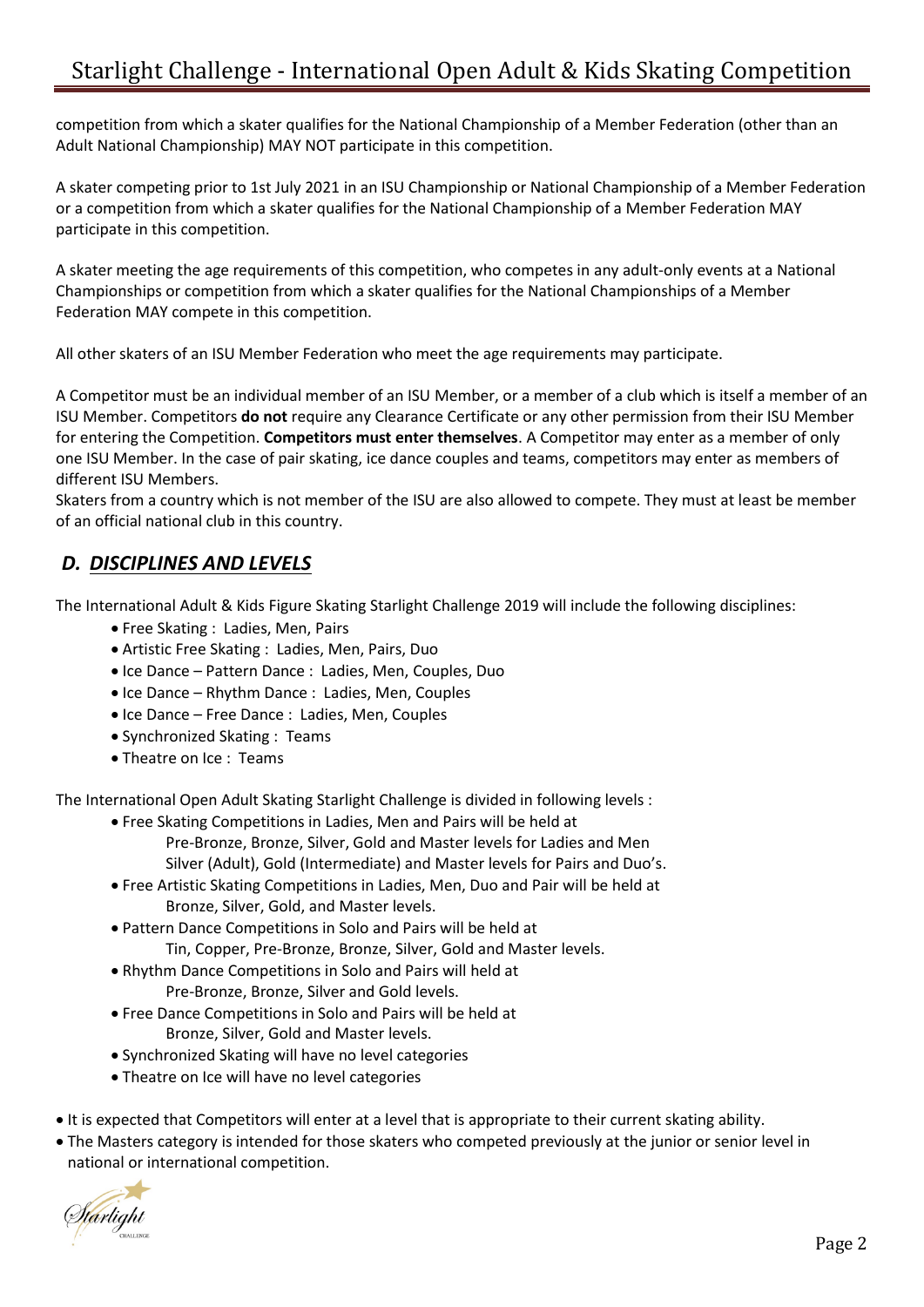competition from which a skater qualifies for the National Championship of a Member Federation (other than an Adult National Championship) MAY NOT participate in this competition.

A skater competing prior to 1st July 2021 in an ISU Championship or National Championship of a Member Federation or a competition from which a skater qualifies for the National Championship of a Member Federation MAY participate in this competition.

A skater meeting the age requirements of this competition, who competes in any adult-only events at a National Championships or competition from which a skater qualifies for the National Championships of a Member Federation MAY compete in this competition.

All other skaters of an ISU Member Federation who meet the age requirements may participate.

A Competitor must be an individual member of an ISU Member, or a member of a club which is itself a member of an ISU Member. Competitors **do not** require any Clearance Certificate or any other permission from their ISU Member for entering the Competition. **Competitors must enter themselves**. A Competitor may enter as a member of only one ISU Member. In the case of pair skating, ice dance couples and teams, competitors may enter as members of different ISU Members.
Skaters from a country which is not member of the ISU are also allowed to compete. They must at least be member of an official national club in this country.

## *D. DISCIPLINES AND LEVELS*

The International Adult & Kids Figure Skating Starlight Challenge 2019 will include the following disciplines:

- Free Skating : Ladies, Men, Pairs
- Artistic Free Skating : Ladies, Men, Pairs, Duo
- Ice Dance – Pattern Dance : Ladies, Men, Couples, Duo
- Ice Dance – Rhythm Dance : Ladies, Men, Couples
- Ice Dance – Free Dance : Ladies, Men, Couples
- Synchronized Skating : Teams
- Theatre on Ice : Teams

The International Open Adult Skating Starlight Challenge is divided in following levels :

- Free Skating Competitions in Ladies, Men and Pairs will be held at
  Pre-Bronze, Bronze, Silver, Gold and Master levels for Ladies and Men
  Silver (Adult), Gold (Intermediate) and Master levels for Pairs and Duo's.
- Free Artistic Skating Competitions in Ladies, Men, Duo and Pair will be held at
  Bronze, Silver, Gold, and Master levels.
- Pattern Dance Competitions in Solo and Pairs will be held at
  Tin, Copper, Pre-Bronze, Bronze, Silver, Gold and Master levels.
- Rhythm Dance Competitions in Solo and Pairs will held at
  Pre-Bronze, Bronze, Silver and Gold levels.
- Free Dance Competitions in Solo and Pairs will be held at
  Bronze, Silver, Gold and Master levels.
- Synchronized Skating will have no level categories
- Theatre on Ice will have no level categories

- It is expected that Competitors will enter at a level that is appropriate to their current skating ability.
- The Masters category is intended for those skaters who competed previously at the junior or senior level in national or international competition.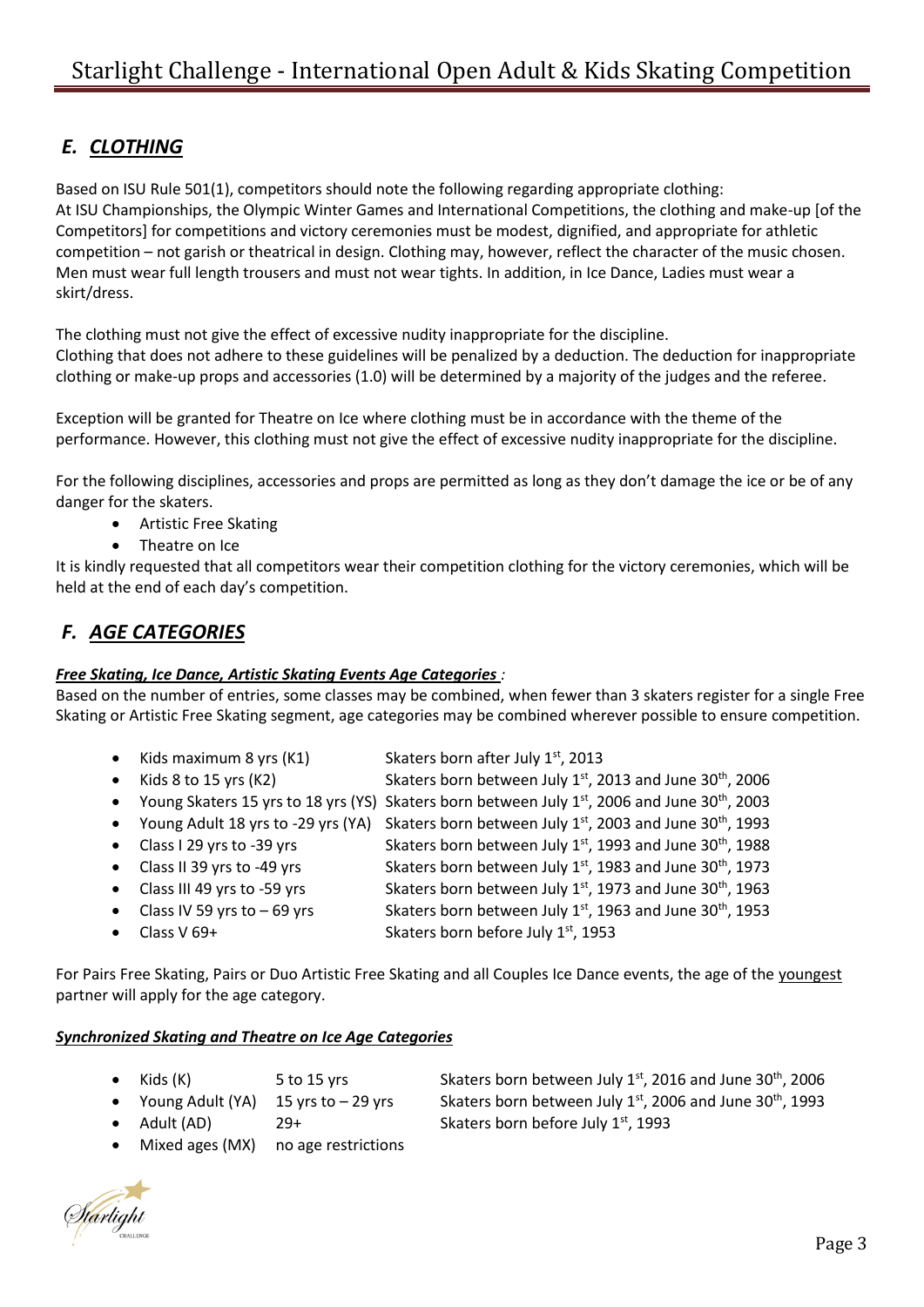## *E. CLOTHING*

Based on ISU Rule 501(1), competitors should note the following regarding appropriate clothing:
At ISU Championships, the Olympic Winter Games and International Competitions, the clothing and make-up [of the Competitors] for competitions and victory ceremonies must be modest, dignified, and appropriate for athletic competition – not garish or theatrical in design. Clothing may, however, reflect the character of the music chosen. Men must wear full length trousers and must not wear tights. In addition, in Ice Dance, Ladies must wear a skirt/dress.

The clothing must not give the effect of excessive nudity inappropriate for the discipline.
Clothing that does not adhere to these guidelines will be penalized by a deduction. The deduction for inappropriate clothing or make-up props and accessories (1.0) will be determined by a majority of the judges and the referee.

Exception will be granted for Theatre on Ice where clothing must be in accordance with the theme of the performance. However, this clothing must not give the effect of excessive nudity inappropriate for the discipline.

For the following disciplines, accessories and props are permitted as long as they don't damage the ice or be of any danger for the skaters.

- Artistic Free Skating
- Theatre on Ice

It is kindly requested that all competitors wear their competition clothing for the victory ceremonies, which will be held at the end of each day's competition.

## *F. AGE CATEGORIES*

***Free Skating, Ice Dance, Artistic Skating Events Age Categories :***

Based on the number of entries, some classes may be combined, when fewer than 3 skaters register for a single Free Skating or Artistic Free Skating segment, age categories may be combined wherever possible to ensure competition.

- Kids maximum 8 yrs (K1) — Skaters born after July 1st, 2013
- Kids 8 to 15 yrs (K2) — Skaters born between July 1st, 2013 and June 30th, 2006
- Young Skaters 15 yrs to 18 yrs (YS) — Skaters born between July 1st, 2006 and June 30th, 2003
- Young Adult 18 yrs to -29 yrs (YA) — Skaters born between July 1st, 2003 and June 30th, 1993
- Class I 29 yrs to -39 yrs — Skaters born between July 1st, 1993 and June 30th, 1988
- Class II 39 yrs to -49 yrs — Skaters born between July 1st, 1983 and June 30th, 1973
- Class III 49 yrs to -59 yrs — Skaters born between July 1st, 1973 and June 30th, 1963
- Class IV 59 yrs to – 69 yrs — Skaters born between July 1st, 1963 and June 30th, 1953
- Class V 69+ — Skaters born before July 1st, 1953

For Pairs Free Skating, Pairs or Duo Artistic Free Skating and all Couples Ice Dance events, the age of the youngest partner will apply for the age category.

***Synchronized Skating and Theatre on Ice Age Categories***

- Kids (K) — 5 to 15 yrs — Skaters born between July 1st, 2016 and June 30th, 2006
- Young Adult (YA) — 15 yrs to – 29 yrs — Skaters born between July 1st, 2006 and June 30th, 1993
- Adult (AD) — 29+ — Skaters born before July 1st, 1993
- Mixed ages (MX) — no age restrictions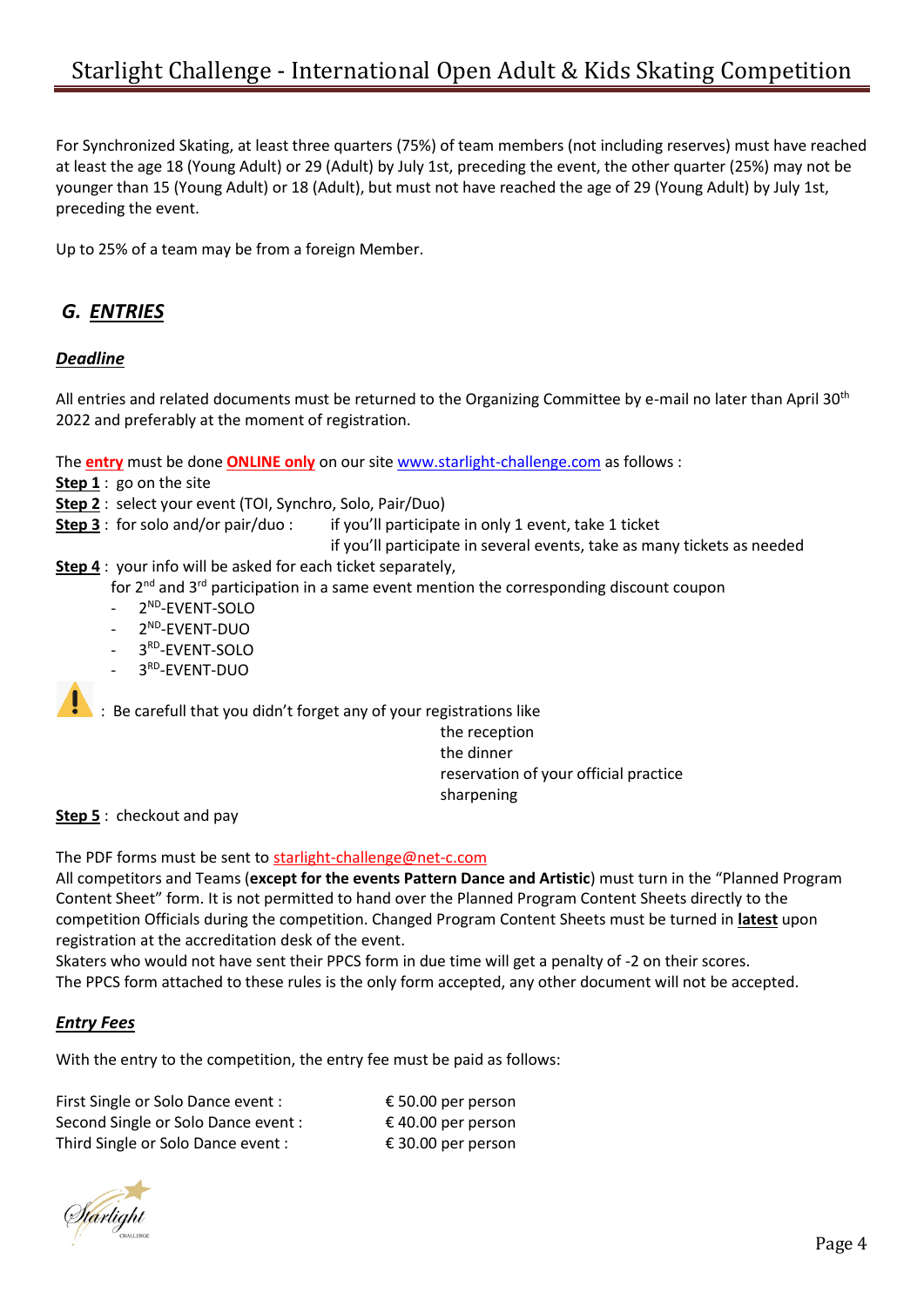For Synchronized Skating, at least three quarters (75%) of team members (not including reserves) must have reached at least the age 18 (Young Adult) or 29 (Adult) by July 1st, preceding the event, the other quarter (25%) may not be younger than 15 (Young Adult) or 18 (Adult), but must not have reached the age of 29 (Young Adult) by July 1st, preceding the event.

Up to 25% of a team may be from a foreign Member.

## G. ENTRIES

### *Deadline*

All entries and related documents must be returned to the Organizing Committee by e-mail no later than April 30th 2022 and preferably at the moment of registration.

The **entry** must be done **ONLINE only** on our site www.starlight-challenge.com as follows :

**Step 1** : go on the site

**Step 2** : select your event (TOI, Synchro, Solo, Pair/Duo)

**Step 3** : for solo and/or pair/duo : if you'll participate in only 1 event, take 1 ticket
if you'll participate in several events, take as many tickets as needed

**Step 4** : your info will be asked for each ticket separately,
for 2nd and 3rd participation in a same event mention the corresponding discount coupon

- 2ND-EVENT-SOLO
- 2ND-EVENT-DUO
- 3RD-EVENT-SOLO
- 3RD-EVENT-DUO

⚠ : Be carefull that you didn't forget any of your registrations like
the reception
the dinner
reservation of your official practice
sharpening

**Step 5** : checkout and pay

The PDF forms must be sent to starlight-challenge@net-c.com

All competitors and Teams (**except for the events Pattern Dance and Artistic**) must turn in the "Planned Program Content Sheet" form. It is not permitted to hand over the Planned Program Content Sheets directly to the competition Officials during the competition. Changed Program Content Sheets must be turned in **latest** upon registration at the accreditation desk of the event.

Skaters who would not have sent their PPCS form in due time will get a penalty of -2 on their scores.

The PPCS form attached to these rules is the only form accepted, any other document will not be accepted.

### *Entry Fees*

With the entry to the competition, the entry fee must be paid as follows:

| | |
|---|---|
| First Single or Solo Dance event : | € 50.00 per person |
| Second Single or Solo Dance event : | € 40.00 per person |
| Third Single or Solo Dance event : | € 30.00 per person |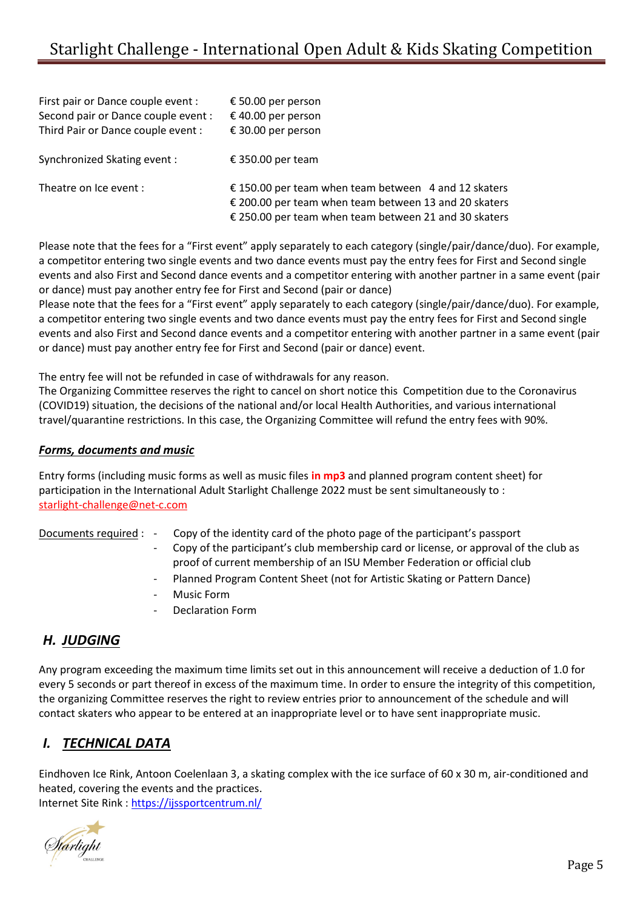| | |
|---|---|
| First pair or Dance couple event : | € 50.00 per person |
| Second pair or Dance couple event : | € 40.00 per person |
| Third Pair or Dance couple event : | € 30.00 per person |
| Synchronized Skating event : | € 350.00 per team |
| Theatre on Ice event : | € 150.00 per team when team between 4 and 12 skaters<br>€ 200.00 per team when team between 13 and 20 skaters<br>€ 250.00 per team when team between 21 and 30 skaters |

Please note that the fees for a "First event" apply separately to each category (single/pair/dance/duo). For example, a competitor entering two single events and two dance events must pay the entry fees for First and Second single events and also First and Second dance events and a competitor entering with another partner in a same event (pair or dance) must pay another entry fee for First and Second (pair or dance)
Please note that the fees for a "First event" apply separately to each category (single/pair/dance/duo). For example, a competitor entering two single events and two dance events must pay the entry fees for First and Second single events and also First and Second dance events and a competitor entering with another partner in a same event (pair or dance) must pay another entry fee for First and Second (pair or dance) event.

The entry fee will not be refunded in case of withdrawals for any reason.
The Organizing Committee reserves the right to cancel on short notice this Competition due to the Coronavirus (COVID19) situation, the decisions of the national and/or local Health Authorities, and various international travel/quarantine restrictions. In this case, the Organizing Committee will refund the entry fees with 90%.

***Forms, documents and music***

Entry forms (including music forms as well as music files **in mp3** and planned program content sheet) for participation in the International Adult Starlight Challenge 2022 must be sent simultaneously to :
starlight-challenge@net-c.com

Documents required :
- Copy of the identity card of the photo page of the participant's passport
- Copy of the participant's club membership card or license, or approval of the club as proof of current membership of an ISU Member Federation or official club
- Planned Program Content Sheet (not for Artistic Skating or Pattern Dance)
- Music Form
- Declaration Form

## H. JUDGING

Any program exceeding the maximum time limits set out in this announcement will receive a deduction of 1.0 for every 5 seconds or part thereof in excess of the maximum time. In order to ensure the integrity of this competition, the organizing Committee reserves the right to review entries prior to announcement of the schedule and will contact skaters who appear to be entered at an inappropriate level or to have sent inappropriate music.

## I. TECHNICAL DATA

Eindhoven Ice Rink, Antoon Coelenlaan 3, a skating complex with the ice surface of 60 x 30 m, air-conditioned and heated, covering the events and the practices.
Internet Site Rink : https://ijssportcentrum.nl/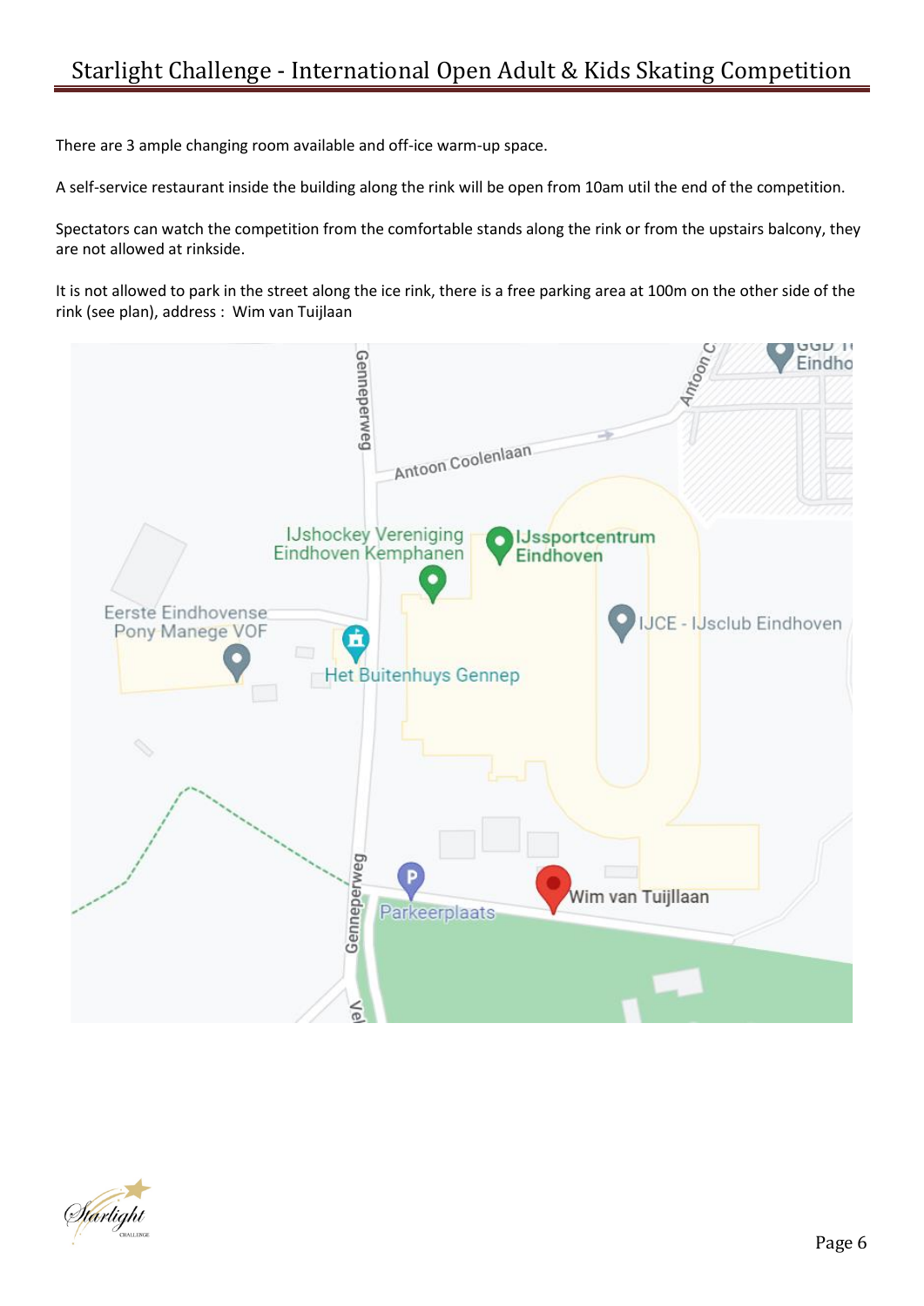There are 3 ample changing room available and off-ice warm-up space.

A self-service restaurant inside the building along the rink will be open from 10am util the end of the competition.

Spectators can watch the competition from the comfortable stands along the rink or from the upstairs balcony, they are not allowed at rinkside.

It is not allowed to park in the street along the ice rink, there is a free parking area at 100m on the other side of the rink (see plan), address : Wim van Tuijlaan

Genneperweg
Antoon Coolenlaan
Antoon C
GGD
Eindho
IJshockey Vereniging Eindhoven Kemphanen
IJssportcentrum Eindhoven
Eerste Eindhovense Pony Manege VOF
IJCE - IJsclub Eindhoven
Het Buitenhuys Gennep
Genneperweg
Parkeerplaats
Wim van Tuijllaan
Vel